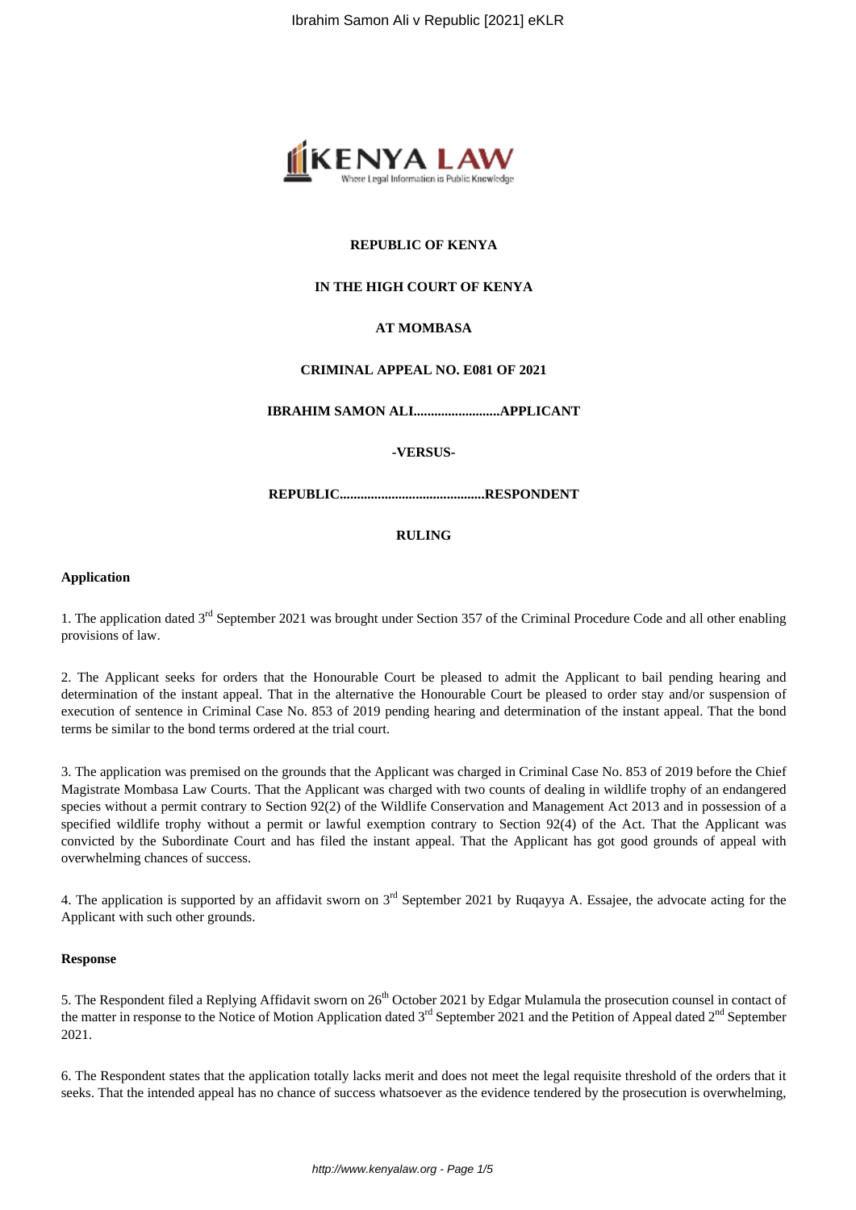**REPUBLIC OF KENYA**

**IN THE HIGH COURT OF KENYA**

**AT MOMBASA**

**CRIMINAL APPEAL NO. E081 OF 2021**

**IBRAHIM SAMON ALI.........................APPLICANT**

**-VERSUS-**

**REPUBLIC..........................................RESPONDENT**

**RULING**

**Application**

1. The application dated 3rd September 2021 was brought under Section 357 of the Criminal Procedure Code and all other enabling provisions of law.

2. The Applicant seeks for orders that the Honourable Court be pleased to admit the Applicant to bail pending hearing and determination of the instant appeal. That in the alternative the Honourable Court be pleased to order stay and/or suspension of execution of sentence in Criminal Case No. 853 of 2019 pending hearing and determination of the instant appeal. That the bond terms be similar to the bond terms ordered at the trial court.

3. The application was premised on the grounds that the Applicant was charged in Criminal Case No. 853 of 2019 before the Chief Magistrate Mombasa Law Courts. That the Applicant was charged with two counts of dealing in wildlife trophy of an endangered species without a permit contrary to Section 92(2) of the Wildlife Conservation and Management Act 2013 and in possession of a specified wildlife trophy without a permit or lawful exemption contrary to Section 92(4) of the Act. That the Applicant was convicted by the Subordinate Court and has filed the instant appeal. That the Applicant has got good grounds of appeal with overwhelming chances of success.

4. The application is supported by an affidavit sworn on 3rd September 2021 by Ruqayya A. Essajee, the advocate acting for the Applicant with such other grounds.

**Response**

5. The Respondent filed a Replying Affidavit sworn on 26th October 2021 by Edgar Mulamula the prosecution counsel in contact of the matter in response to the Notice of Motion Application dated 3rd September 2021 and the Petition of Appeal dated 2nd September 2021.

6. The Respondent states that the application totally lacks merit and does not meet the legal requisite threshold of the orders that it seeks. That the intended appeal has no chance of success whatsoever as the evidence tendered by the prosecution is overwhelming,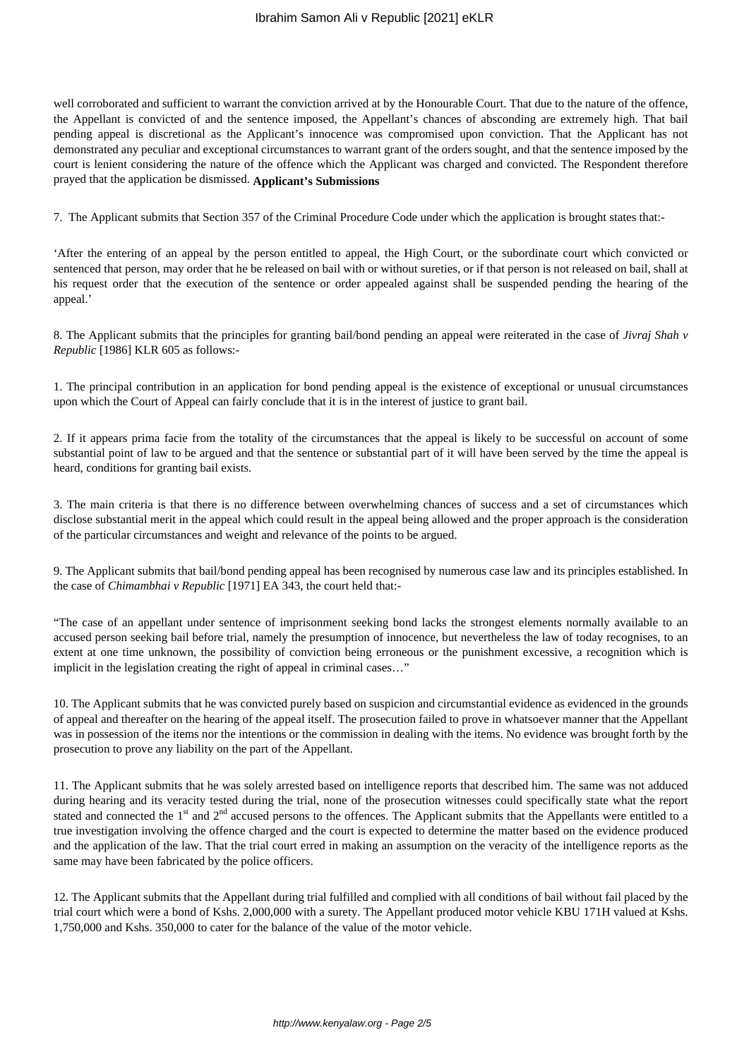well corroborated and sufficient to warrant the conviction arrived at by the Honourable Court. That due to the nature of the offence, the Appellant is convicted of and the sentence imposed, the Appellant's chances of absconding are extremely high. That bail pending appeal is discretional as the Applicant's innocence was compromised upon conviction. That the Applicant has not demonstrated any peculiar and exceptional circumstances to warrant grant of the orders sought, and that the sentence imposed by the court is lenient considering the nature of the offence which the Applicant was charged and convicted. The Respondent therefore prayed that the application be dismissed.

**Applicant's Submissions**

7. The Applicant submits that Section 357 of the Criminal Procedure Code under which the application is brought states that:-

'After the entering of an appeal by the person entitled to appeal, the High Court, or the subordinate court which convicted or sentenced that person, may order that he be released on bail with or without sureties, or if that person is not released on bail, shall at his request order that the execution of the sentence or order appealed against shall be suspended pending the hearing of the appeal.'

8. The Applicant submits that the principles for granting bail/bond pending an appeal were reiterated in the case of *Jivraj Shah v Republic* [1986] KLR 605 as follows:-

1. The principal contribution in an application for bond pending appeal is the existence of exceptional or unusual circumstances upon which the Court of Appeal can fairly conclude that it is in the interest of justice to grant bail.

2. If it appears prima facie from the totality of the circumstances that the appeal is likely to be successful on account of some substantial point of law to be argued and that the sentence or substantial part of it will have been served by the time the appeal is heard, conditions for granting bail exists.

3. The main criteria is that there is no difference between overwhelming chances of success and a set of circumstances which disclose substantial merit in the appeal which could result in the appeal being allowed and the proper approach is the consideration of the particular circumstances and weight and relevance of the points to be argued.

9. The Applicant submits that bail/bond pending appeal has been recognised by numerous case law and its principles established. In the case of *Chimambhai v Republic* [1971] EA 343, the court held that:-

"The case of an appellant under sentence of imprisonment seeking bond lacks the strongest elements normally available to an accused person seeking bail before trial, namely the presumption of innocence, but nevertheless the law of today recognises, to an extent at one time unknown, the possibility of conviction being erroneous or the punishment excessive, a recognition which is implicit in the legislation creating the right of appeal in criminal cases…"

10. The Applicant submits that he was convicted purely based on suspicion and circumstantial evidence as evidenced in the grounds of appeal and thereafter on the hearing of the appeal itself. The prosecution failed to prove in whatsoever manner that the Appellant was in possession of the items nor the intentions or the commission in dealing with the items. No evidence was brought forth by the prosecution to prove any liability on the part of the Appellant.

11. The Applicant submits that he was solely arrested based on intelligence reports that described him. The same was not adduced during hearing and its veracity tested during the trial, none of the prosecution witnesses could specifically state what the report stated and connected the 1st and 2nd accused persons to the offences. The Applicant submits that the Appellants were entitled to a true investigation involving the offence charged and the court is expected to determine the matter based on the evidence produced and the application of the law. That the trial court erred in making an assumption on the veracity of the intelligence reports as the same may have been fabricated by the police officers.

12. The Applicant submits that the Appellant during trial fulfilled and complied with all conditions of bail without fail placed by the trial court which were a bond of Kshs. 2,000,000 with a surety. The Appellant produced motor vehicle KBU 171H valued at Kshs. 1,750,000 and Kshs. 350,000 to cater for the balance of the value of the motor vehicle.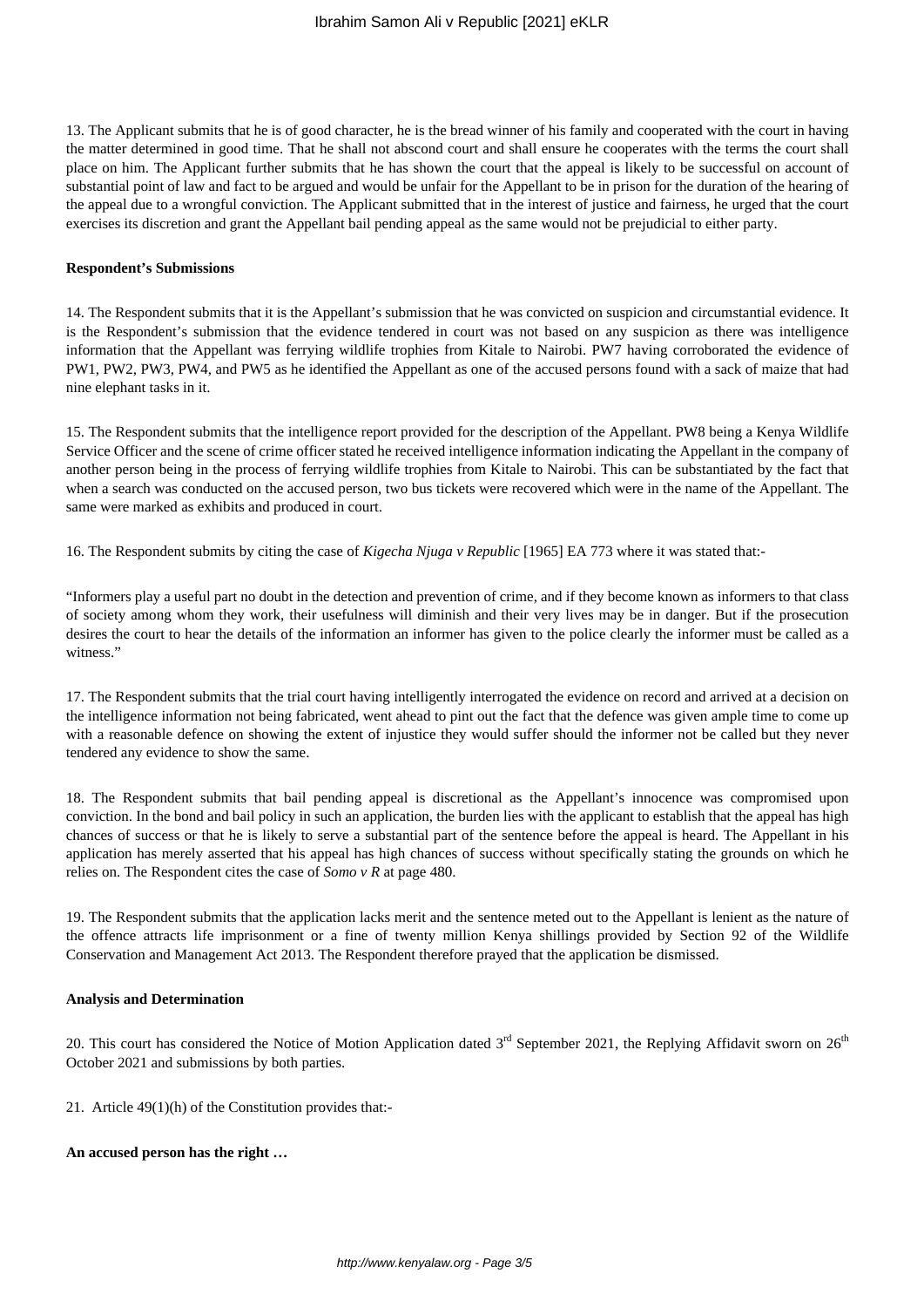13. The Applicant submits that he is of good character, he is the bread winner of his family and cooperated with the court in having the matter determined in good time. That he shall not abscond court and shall ensure he cooperates with the terms the court shall place on him. The Applicant further submits that he has shown the court that the appeal is likely to be successful on account of substantial point of law and fact to be argued and would be unfair for the Appellant to be in prison for the duration of the hearing of the appeal due to a wrongful conviction. The Applicant submitted that in the interest of justice and fairness, he urged that the court exercises its discretion and grant the Appellant bail pending appeal as the same would not be prejudicial to either party.

**Respondent's Submissions**

14. The Respondent submits that it is the Appellant's submission that he was convicted on suspicion and circumstantial evidence. It is the Respondent's submission that the evidence tendered in court was not based on any suspicion as there was intelligence information that the Appellant was ferrying wildlife trophies from Kitale to Nairobi. PW7 having corroborated the evidence of PW1, PW2, PW3, PW4, and PW5 as he identified the Appellant as one of the accused persons found with a sack of maize that had nine elephant tasks in it.

15. The Respondent submits that the intelligence report provided for the description of the Appellant. PW8 being a Kenya Wildlife Service Officer and the scene of crime officer stated he received intelligence information indicating the Appellant in the company of another person being in the process of ferrying wildlife trophies from Kitale to Nairobi. This can be substantiated by the fact that when a search was conducted on the accused person, two bus tickets were recovered which were in the name of the Appellant. The same were marked as exhibits and produced in court.

16. The Respondent submits by citing the case of *Kigecha Njuga v Republic* [1965] EA 773 where it was stated that:-

"Informers play a useful part no doubt in the detection and prevention of crime, and if they become known as informers to that class of society among whom they work, their usefulness will diminish and their very lives may be in danger. But if the prosecution desires the court to hear the details of the information an informer has given to the police clearly the informer must be called as a witness."

17. The Respondent submits that the trial court having intelligently interrogated the evidence on record and arrived at a decision on the intelligence information not being fabricated, went ahead to pint out the fact that the defence was given ample time to come up with a reasonable defence on showing the extent of injustice they would suffer should the informer not be called but they never tendered any evidence to show the same.

18. The Respondent submits that bail pending appeal is discretional as the Appellant's innocence was compromised upon conviction. In the bond and bail policy in such an application, the burden lies with the applicant to establish that the appeal has high chances of success or that he is likely to serve a substantial part of the sentence before the appeal is heard. The Appellant in his application has merely asserted that his appeal has high chances of success without specifically stating the grounds on which he relies on. The Respondent cites the case of *Somo v R* at page 480.

19. The Respondent submits that the application lacks merit and the sentence meted out to the Appellant is lenient as the nature of the offence attracts life imprisonment or a fine of twenty million Kenya shillings provided by Section 92 of the Wildlife Conservation and Management Act 2013. The Respondent therefore prayed that the application be dismissed.

**Analysis and Determination**

20. This court has considered the Notice of Motion Application dated 3rd September 2021, the Replying Affidavit sworn on 26th October 2021 and submissions by both parties.

21. Article 49(1)(h) of the Constitution provides that:-

**An accused person has the right …**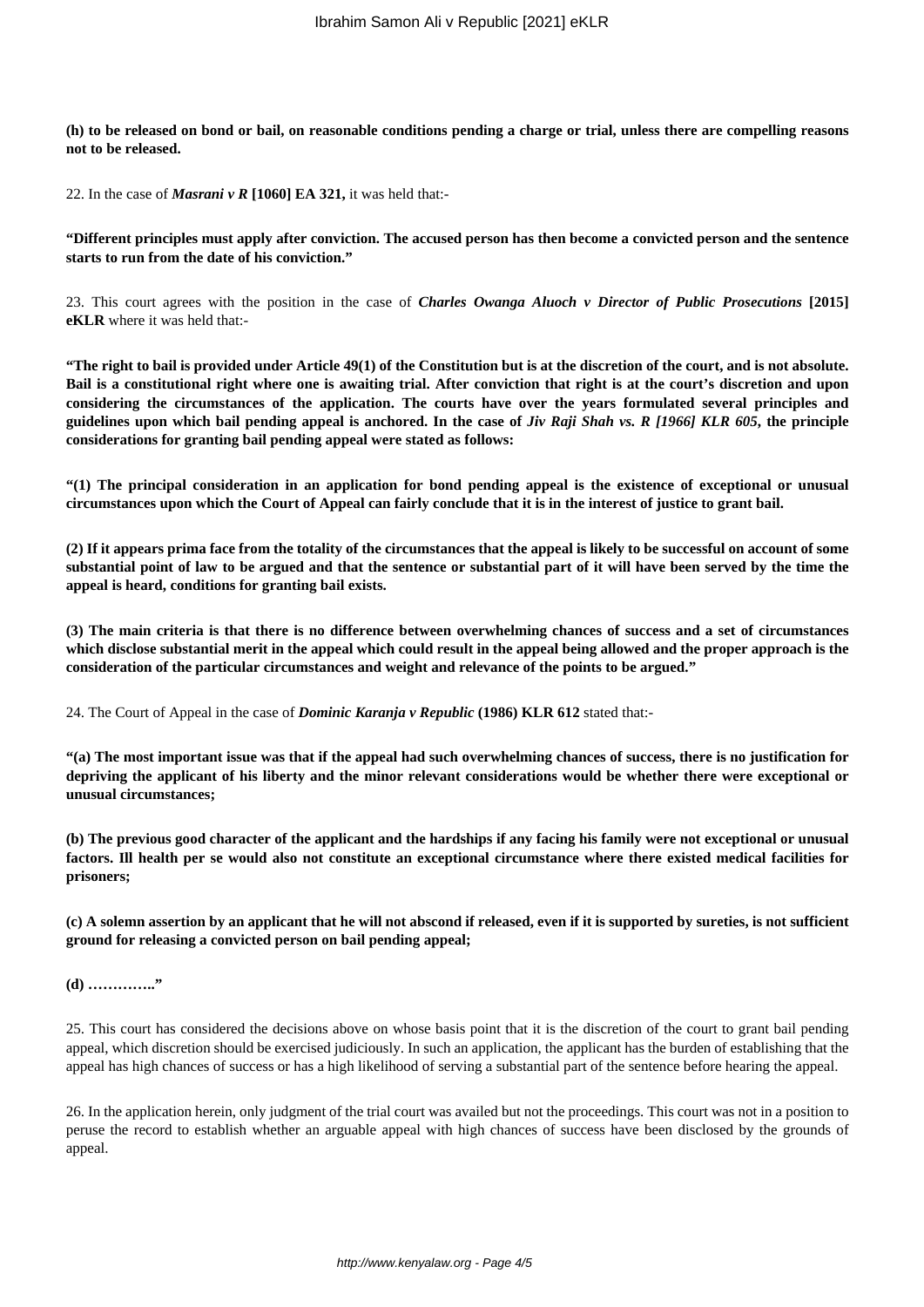**(h) to be released on bond or bail, on reasonable conditions pending a charge or trial, unless there are compelling reasons not to be released.**

22. In the case of ***Masrani v R* [1060] EA 321,** it was held that:-

**"Different principles must apply after conviction. The accused person has then become a convicted person and the sentence starts to run from the date of his conviction."**

23. This court agrees with the position in the case of ***Charles Owanga Aluoch v Director of Public Prosecutions* [2015] eKLR** where it was held that:-

**"The right to bail is provided under Article 49(1) of the Constitution but is at the discretion of the court, and is not absolute. Bail is a constitutional right where one is awaiting trial. After conviction that right is at the court's discretion and upon considering the circumstances of the application. The courts have over the years formulated several principles and guidelines upon which bail pending appeal is anchored. In the case of *Jiv Raji Shah vs. R [1966] KLR 605*, the principle considerations for granting bail pending appeal were stated as follows:**

**"(1) The principal consideration in an application for bond pending appeal is the existence of exceptional or unusual circumstances upon which the Court of Appeal can fairly conclude that it is in the interest of justice to grant bail.**

**(2) If it appears prima face from the totality of the circumstances that the appeal is likely to be successful on account of some substantial point of law to be argued and that the sentence or substantial part of it will have been served by the time the appeal is heard, conditions for granting bail exists.**

**(3) The main criteria is that there is no difference between overwhelming chances of success and a set of circumstances which disclose substantial merit in the appeal which could result in the appeal being allowed and the proper approach is the consideration of the particular circumstances and weight and relevance of the points to be argued."**

24. The Court of Appeal in the case of ***Dominic Karanja v Republic* (1986) KLR 612** stated that:-

**"(a) The most important issue was that if the appeal had such overwhelming chances of success, there is no justification for depriving the applicant of his liberty and the minor relevant considerations would be whether there were exceptional or unusual circumstances;**

**(b) The previous good character of the applicant and the hardships if any facing his family were not exceptional or unusual factors. Ill health per se would also not constitute an exceptional circumstance where there existed medical facilities for prisoners;**

**(c) A solemn assertion by an applicant that he will not abscond if released, even if it is supported by sureties, is not sufficient ground for releasing a convicted person on bail pending appeal;**

**(d) ………….."**

25. This court has considered the decisions above on whose basis point that it is the discretion of the court to grant bail pending appeal, which discretion should be exercised judiciously. In such an application, the applicant has the burden of establishing that the appeal has high chances of success or has a high likelihood of serving a substantial part of the sentence before hearing the appeal.

26. In the application herein, only judgment of the trial court was availed but not the proceedings. This court was not in a position to peruse the record to establish whether an arguable appeal with high chances of success have been disclosed by the grounds of appeal.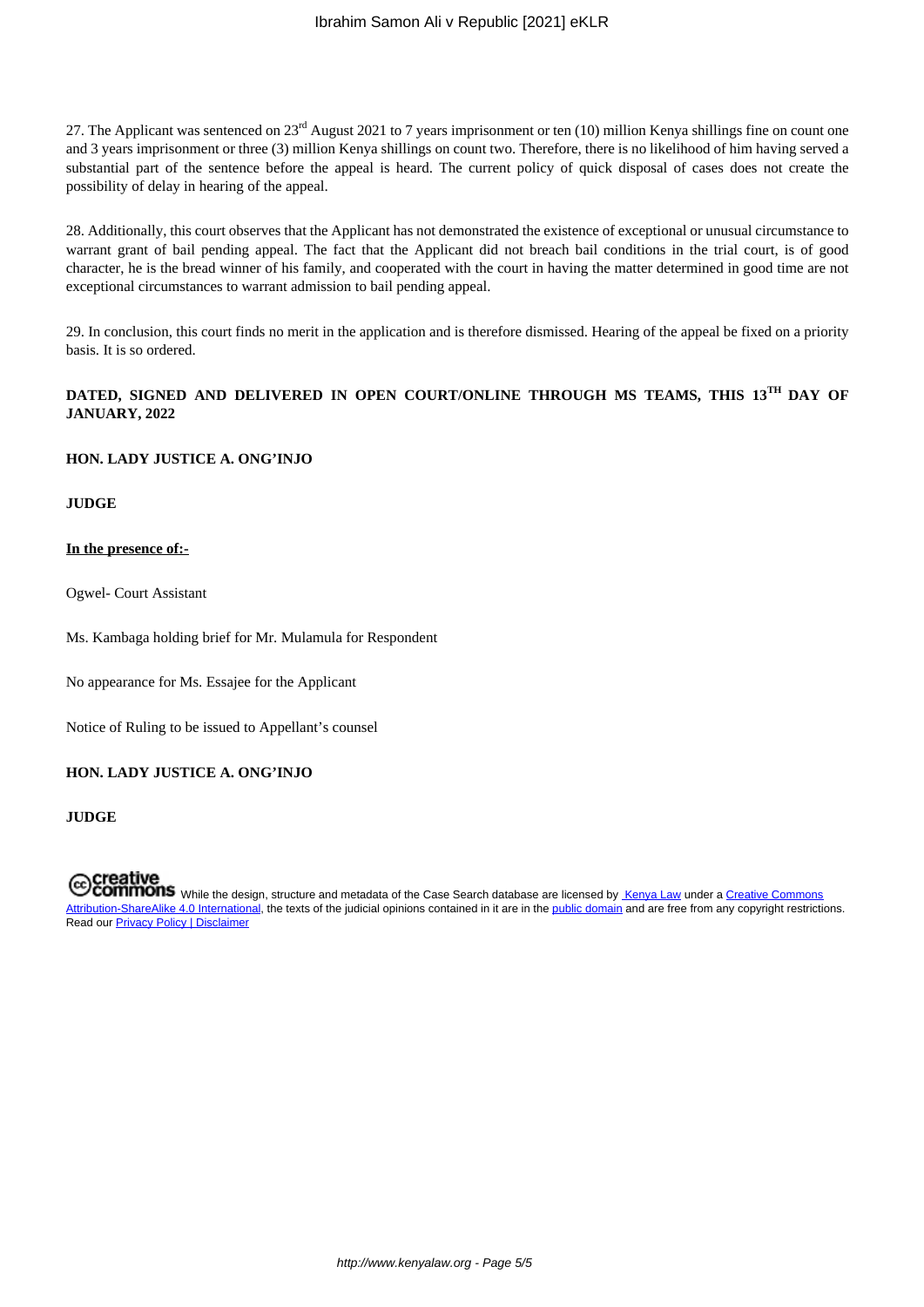27. The Applicant was sentenced on 23rd August 2021 to 7 years imprisonment or ten (10) million Kenya shillings fine on count one and 3 years imprisonment or three (3) million Kenya shillings on count two. Therefore, there is no likelihood of him having served a substantial part of the sentence before the appeal is heard. The current policy of quick disposal of cases does not create the possibility of delay in hearing of the appeal.

28. Additionally, this court observes that the Applicant has not demonstrated the existence of exceptional or unusual circumstance to warrant grant of bail pending appeal. The fact that the Applicant did not breach bail conditions in the trial court, is of good character, he is the bread winner of his family, and cooperated with the court in having the matter determined in good time are not exceptional circumstances to warrant admission to bail pending appeal.

29. In conclusion, this court finds no merit in the application and is therefore dismissed. Hearing of the appeal be fixed on a priority basis. It is so ordered.

**DATED, SIGNED AND DELIVERED IN OPEN COURT/ONLINE THROUGH MS TEAMS, THIS 13TH DAY OF JANUARY, 2022**

**HON. LADY JUSTICE A. ONG'INJO**

**JUDGE**

**In the presence of:-**

Ogwel- Court Assistant

Ms. Kambaga holding brief for Mr. Mulamula for Respondent

No appearance for Ms. Essajee for the Applicant

Notice of Ruling to be issued to Appellant's counsel

**HON. LADY JUSTICE A. ONG'INJO**

**JUDGE**

While the design, structure and metadata of the Case Search database are licensed by Kenya Law under a Creative Commons Attribution-ShareAlike 4.0 International, the texts of the judicial opinions contained in it are in the public domain and are free from any copyright restrictions. Read our Privacy Policy | Disclaimer